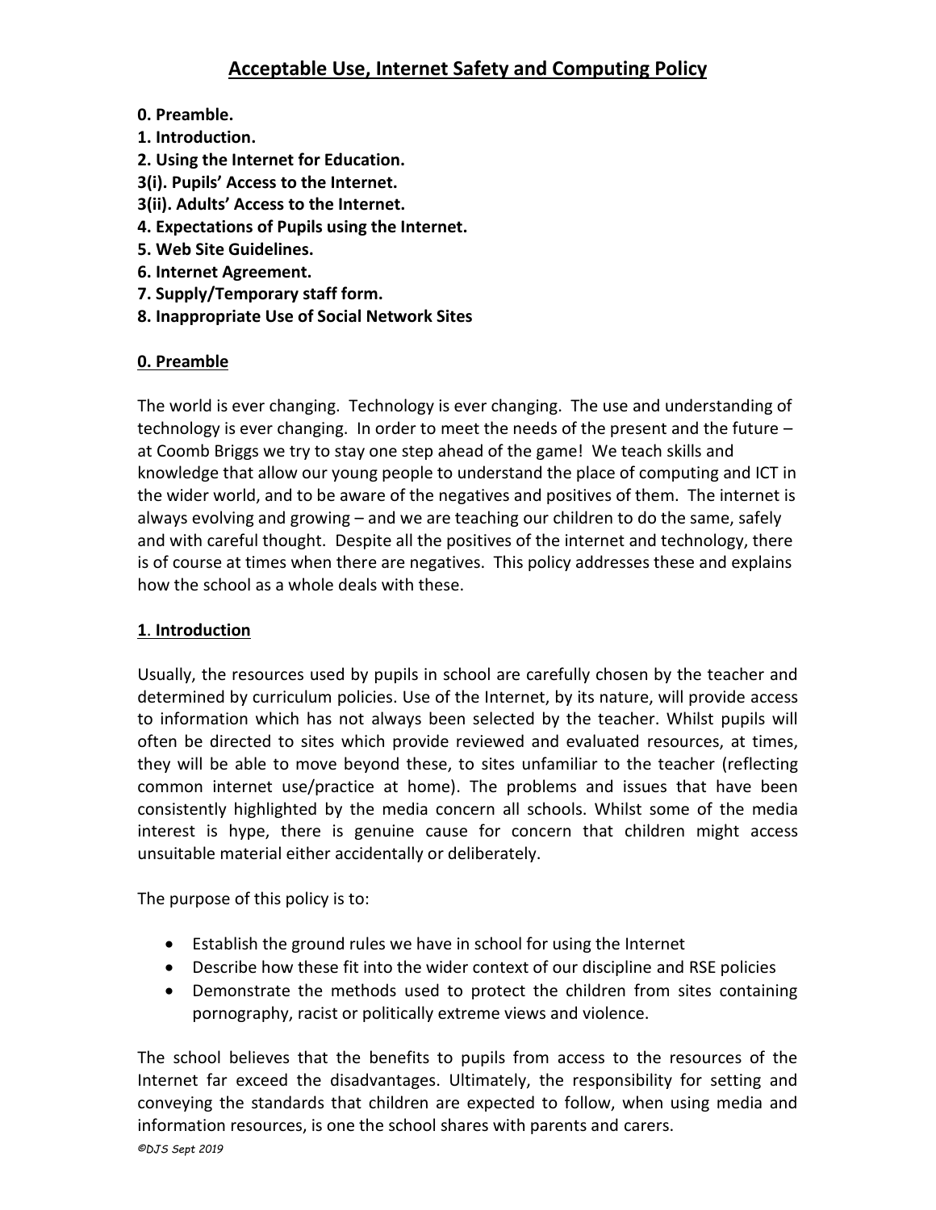# Acceptable Use, Internet Safety and Computing Policy

**0. Preamble.**
**1. Introduction.**
**2. Using the Internet for Education.**
**3(i). Pupils' Access to the Internet.**
**3(ii). Adults' Access to the Internet.**
**4. Expectations of Pupils using the Internet.**
**5. Web Site Guidelines.**
**6. Internet Agreement.**
**7. Supply/Temporary staff form.**
**8. Inappropriate Use of Social Network Sites**

## 0. Preamble

The world is ever changing. Technology is ever changing. The use and understanding of technology is ever changing. In order to meet the needs of the present and the future – at Coomb Briggs we try to stay one step ahead of the game! We teach skills and knowledge that allow our young people to understand the place of computing and ICT in the wider world, and to be aware of the negatives and positives of them. The internet is always evolving and growing – and we are teaching our children to do the same, safely and with careful thought. Despite all the positives of the internet and technology, there is of course at times when there are negatives. This policy addresses these and explains how the school as a whole deals with these.

## 1. Introduction

Usually, the resources used by pupils in school are carefully chosen by the teacher and determined by curriculum policies. Use of the Internet, by its nature, will provide access to information which has not always been selected by the teacher. Whilst pupils will often be directed to sites which provide reviewed and evaluated resources, at times, they will be able to move beyond these, to sites unfamiliar to the teacher (reflecting common internet use/practice at home). The problems and issues that have been consistently highlighted by the media concern all schools. Whilst some of the media interest is hype, there is genuine cause for concern that children might access unsuitable material either accidentally or deliberately.

The purpose of this policy is to:

- Establish the ground rules we have in school for using the Internet
- Describe how these fit into the wider context of our discipline and RSE policies
- Demonstrate the methods used to protect the children from sites containing pornography, racist or politically extreme views and violence.

The school believes that the benefits to pupils from access to the resources of the Internet far exceed the disadvantages. Ultimately, the responsibility for setting and conveying the standards that children are expected to follow, when using media and information resources, is one the school shares with parents and carers.

*©DJS Sept 2019*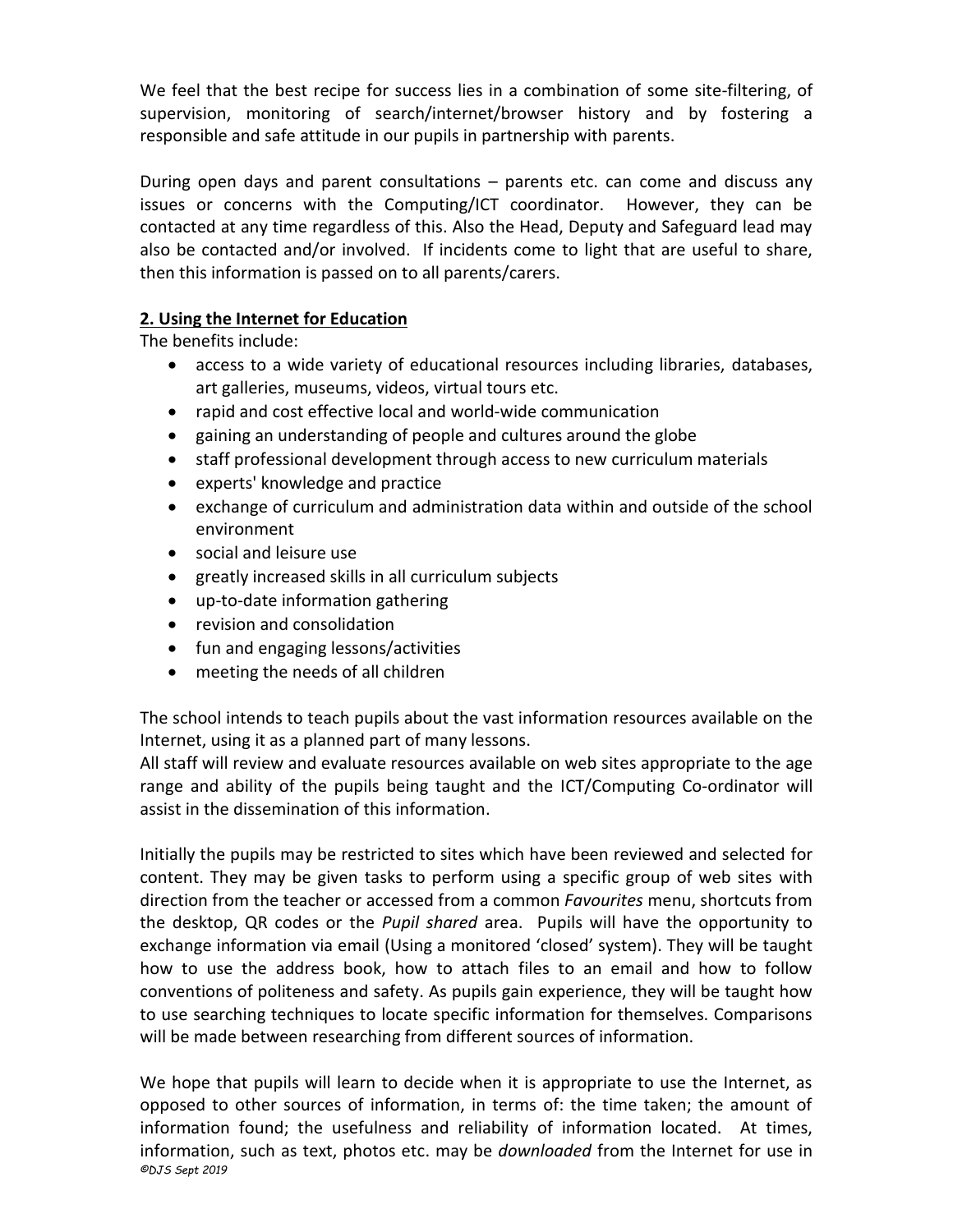We feel that the best recipe for success lies in a combination of some site-filtering, of supervision, monitoring of search/internet/browser history and by fostering a responsible and safe attitude in our pupils in partnership with parents.

During open days and parent consultations – parents etc. can come and discuss any issues or concerns with the Computing/ICT coordinator. However, they can be contacted at any time regardless of this. Also the Head, Deputy and Safeguard lead may also be contacted and/or involved. If incidents come to light that are useful to share, then this information is passed on to all parents/carers.

## 2. Using the Internet for Education

The benefits include:

- access to a wide variety of educational resources including libraries, databases, art galleries, museums, videos, virtual tours etc.
- rapid and cost effective local and world-wide communication
- gaining an understanding of people and cultures around the globe
- staff professional development through access to new curriculum materials
- experts' knowledge and practice
- exchange of curriculum and administration data within and outside of the school environment
- social and leisure use
- greatly increased skills in all curriculum subjects
- up-to-date information gathering
- revision and consolidation
- fun and engaging lessons/activities
- meeting the needs of all children

The school intends to teach pupils about the vast information resources available on the Internet, using it as a planned part of many lessons.
All staff will review and evaluate resources available on web sites appropriate to the age range and ability of the pupils being taught and the ICT/Computing Co-ordinator will assist in the dissemination of this information.

Initially the pupils may be restricted to sites which have been reviewed and selected for content. They may be given tasks to perform using a specific group of web sites with direction from the teacher or accessed from a common *Favourites* menu, shortcuts from the desktop, QR codes or the *Pupil shared* area. Pupils will have the opportunity to exchange information via email (Using a monitored 'closed' system). They will be taught how to use the address book, how to attach files to an email and how to follow conventions of politeness and safety. As pupils gain experience, they will be taught how to use searching techniques to locate specific information for themselves. Comparisons will be made between researching from different sources of information.

We hope that pupils will learn to decide when it is appropriate to use the Internet, as opposed to other sources of information, in terms of: the time taken; the amount of information found; the usefulness and reliability of information located. At times, information, such as text, photos etc. may be *downloaded* from the Internet for use in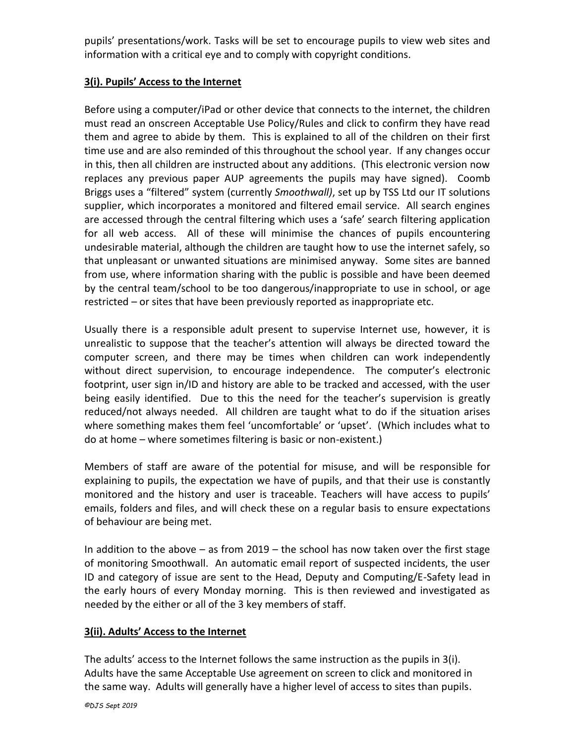pupils' presentations/work. Tasks will be set to encourage pupils to view web sites and information with a critical eye and to comply with copyright conditions.

## **3(i). Pupils' Access to the Internet**

Before using a computer/iPad or other device that connects to the internet, the children must read an onscreen Acceptable Use Policy/Rules and click to confirm they have read them and agree to abide by them. This is explained to all of the children on their first time use and are also reminded of this throughout the school year. If any changes occur in this, then all children are instructed about any additions. (This electronic version now replaces any previous paper AUP agreements the pupils may have signed). Coomb Briggs uses a "filtered" system (currently *Smoothwall)*, set up by TSS Ltd our IT solutions supplier, which incorporates a monitored and filtered email service. All search engines are accessed through the central filtering which uses a 'safe' search filtering application for all web access. All of these will minimise the chances of pupils encountering undesirable material, although the children are taught how to use the internet safely, so that unpleasant or unwanted situations are minimised anyway. Some sites are banned from use, where information sharing with the public is possible and have been deemed by the central team/school to be too dangerous/inappropriate to use in school, or age restricted – or sites that have been previously reported as inappropriate etc.

Usually there is a responsible adult present to supervise Internet use, however, it is unrealistic to suppose that the teacher's attention will always be directed toward the computer screen, and there may be times when children can work independently without direct supervision, to encourage independence. The computer's electronic footprint, user sign in/ID and history are able to be tracked and accessed, with the user being easily identified. Due to this the need for the teacher's supervision is greatly reduced/not always needed. All children are taught what to do if the situation arises where something makes them feel 'uncomfortable' or 'upset'. (Which includes what to do at home – where sometimes filtering is basic or non-existent.)

Members of staff are aware of the potential for misuse, and will be responsible for explaining to pupils, the expectation we have of pupils, and that their use is constantly monitored and the history and user is traceable. Teachers will have access to pupils' emails, folders and files, and will check these on a regular basis to ensure expectations of behaviour are being met.

In addition to the above – as from 2019 – the school has now taken over the first stage of monitoring Smoothwall. An automatic email report of suspected incidents, the user ID and category of issue are sent to the Head, Deputy and Computing/E-Safety lead in the early hours of every Monday morning. This is then reviewed and investigated as needed by the either or all of the 3 key members of staff.

## **3(ii). Adults' Access to the Internet**

The adults' access to the Internet follows the same instruction as the pupils in 3(i). Adults have the same Acceptable Use agreement on screen to click and monitored in the same way. Adults will generally have a higher level of access to sites than pupils.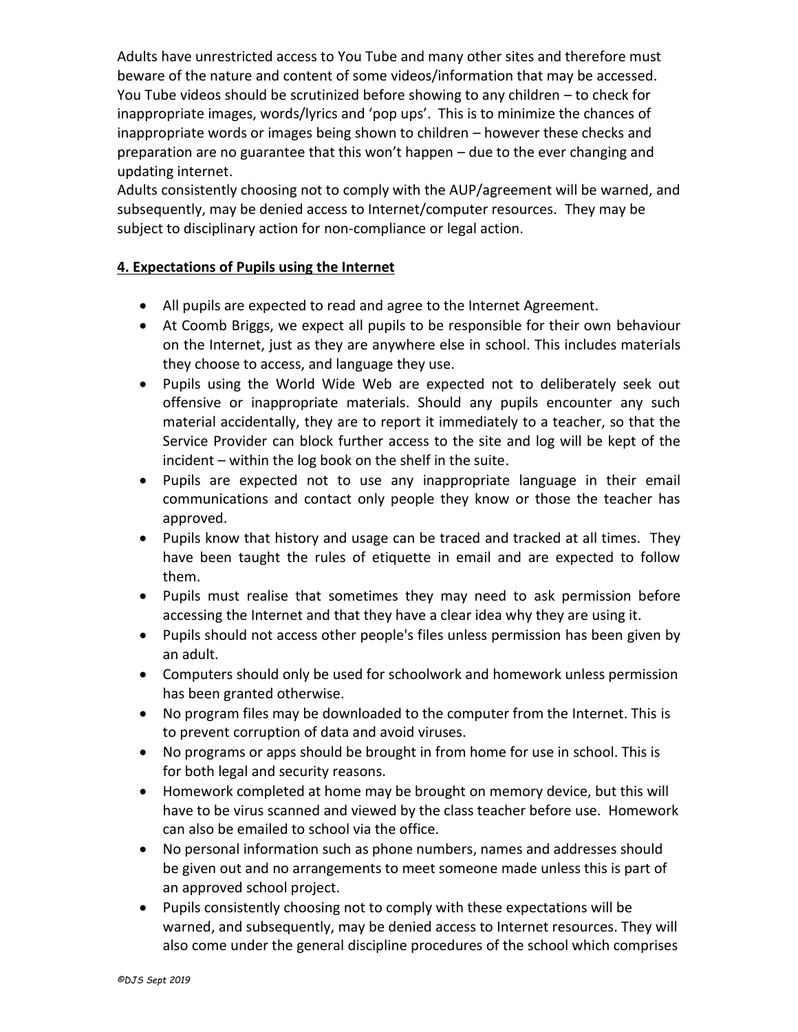Adults have unrestricted access to You Tube and many other sites and therefore must beware of the nature and content of some videos/information that may be accessed. You Tube videos should be scrutinized before showing to any children – to check for inappropriate images, words/lyrics and 'pop ups'. This is to minimize the chances of inappropriate words or images being shown to children – however these checks and preparation are no guarantee that this won't happen – due to the ever changing and updating internet.
Adults consistently choosing not to comply with the AUP/agreement will be warned, and subsequently, may be denied access to Internet/computer resources. They may be subject to disciplinary action for non-compliance or legal action.

## 4. Expectations of Pupils using the Internet

- All pupils are expected to read and agree to the Internet Agreement.
- At Coomb Briggs, we expect all pupils to be responsible for their own behaviour on the Internet, just as they are anywhere else in school. This includes materials they choose to access, and language they use.
- Pupils using the World Wide Web are expected not to deliberately seek out offensive or inappropriate materials. Should any pupils encounter any such material accidentally, they are to report it immediately to a teacher, so that the Service Provider can block further access to the site and log will be kept of the incident – within the log book on the shelf in the suite.
- Pupils are expected not to use any inappropriate language in their email communications and contact only people they know or those the teacher has approved.
- Pupils know that history and usage can be traced and tracked at all times. They have been taught the rules of etiquette in email and are expected to follow them.
- Pupils must realise that sometimes they may need to ask permission before accessing the Internet and that they have a clear idea why they are using it.
- Pupils should not access other people's files unless permission has been given by an adult.
- Computers should only be used for schoolwork and homework unless permission has been granted otherwise.
- No program files may be downloaded to the computer from the Internet. This is to prevent corruption of data and avoid viruses.
- No programs or apps should be brought in from home for use in school. This is for both legal and security reasons.
- Homework completed at home may be brought on memory device, but this will have to be virus scanned and viewed by the class teacher before use. Homework can also be emailed to school via the office.
- No personal information such as phone numbers, names and addresses should be given out and no arrangements to meet someone made unless this is part of an approved school project.
- Pupils consistently choosing not to comply with these expectations will be warned, and subsequently, may be denied access to Internet resources. They will also come under the general discipline procedures of the school which comprises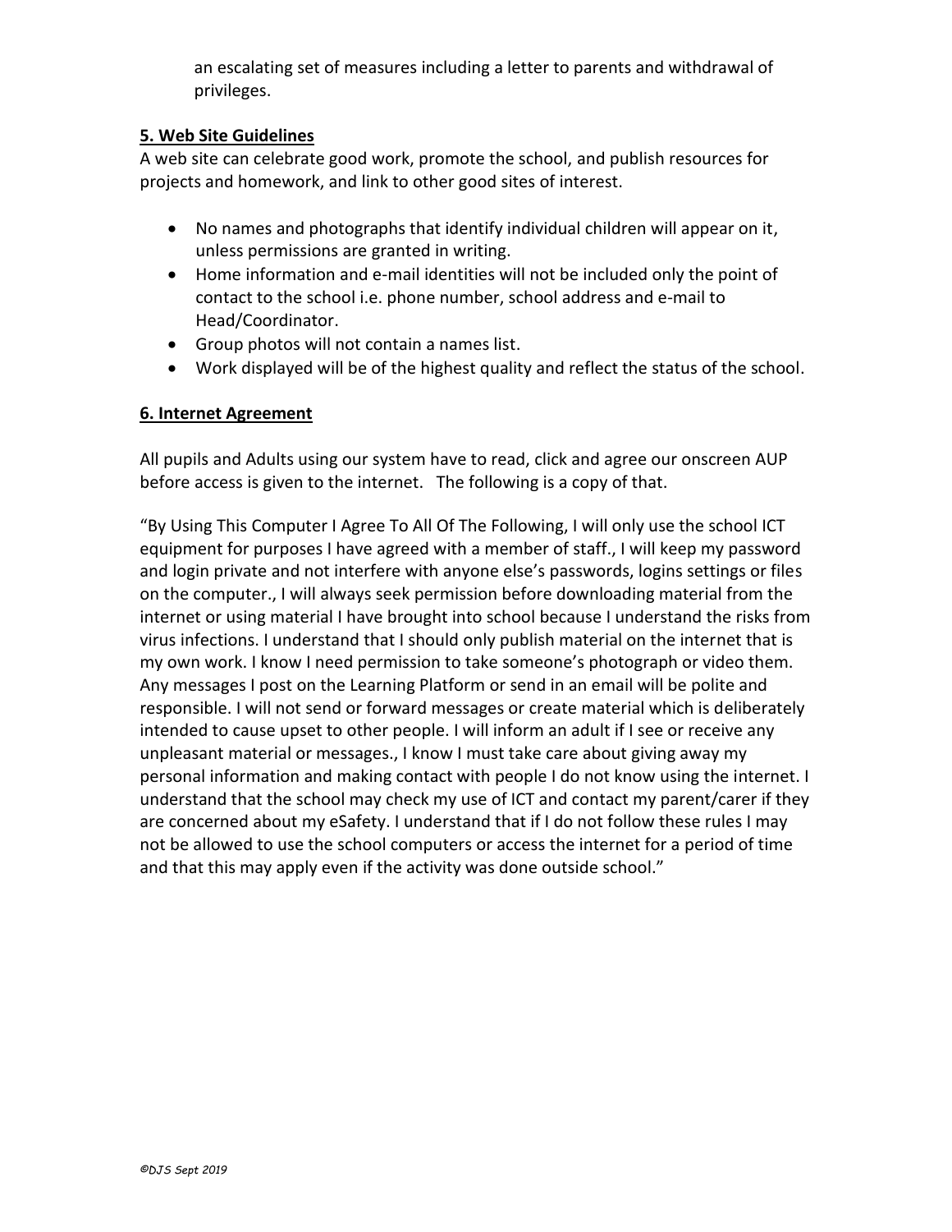an escalating set of measures including a letter to parents and withdrawal of privileges.

## 5. Web Site Guidelines

A web site can celebrate good work, promote the school, and publish resources for projects and homework, and link to other good sites of interest.

- No names and photographs that identify individual children will appear on it, unless permissions are granted in writing.
- Home information and e-mail identities will not be included only the point of contact to the school i.e. phone number, school address and e-mail to Head/Coordinator.
- Group photos will not contain a names list.
- Work displayed will be of the highest quality and reflect the status of the school.

## 6. Internet Agreement

All pupils and Adults using our system have to read, click and agree our onscreen AUP before access is given to the internet. The following is a copy of that.

"By Using This Computer I Agree To All Of The Following, I will only use the school ICT equipment for purposes I have agreed with a member of staff., I will keep my password and login private and not interfere with anyone else's passwords, logins settings or files on the computer., I will always seek permission before downloading material from the internet or using material I have brought into school because I understand the risks from virus infections. I understand that I should only publish material on the internet that is my own work. I know I need permission to take someone's photograph or video them. Any messages I post on the Learning Platform or send in an email will be polite and responsible. I will not send or forward messages or create material which is deliberately intended to cause upset to other people. I will inform an adult if I see or receive any unpleasant material or messages., I know I must take care about giving away my personal information and making contact with people I do not know using the internet. I understand that the school may check my use of ICT and contact my parent/carer if they are concerned about my eSafety. I understand that if I do not follow these rules I may not be allowed to use the school computers or access the internet for a period of time and that this may apply even if the activity was done outside school."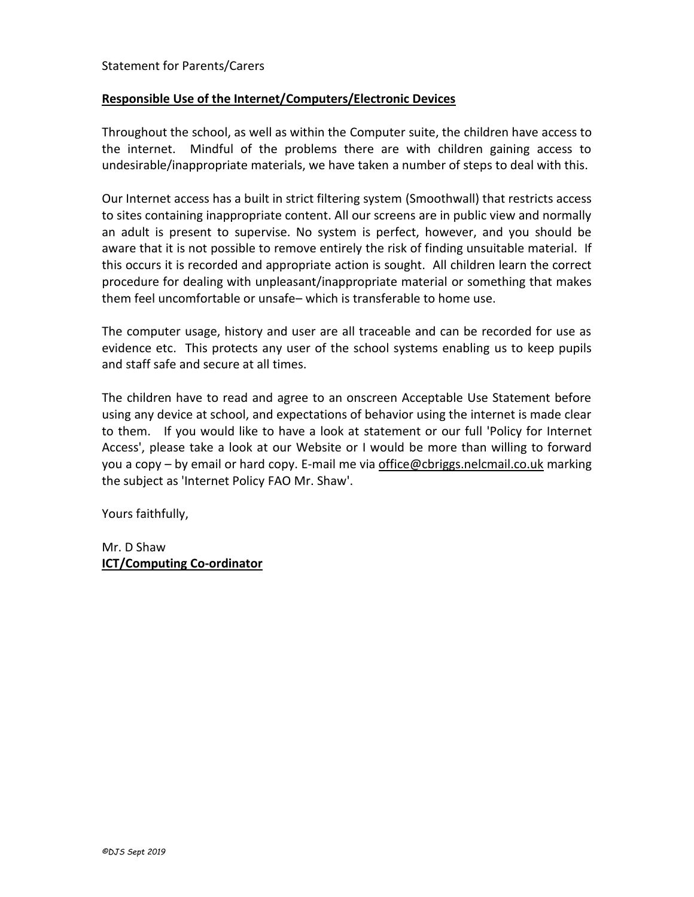Statement for Parents/Carers

**Responsible Use of the Internet/Computers/Electronic Devices**

Throughout the school, as well as within the Computer suite, the children have access to the internet. Mindful of the problems there are with children gaining access to undesirable/inappropriate materials, we have taken a number of steps to deal with this.

Our Internet access has a built in strict filtering system (Smoothwall) that restricts access to sites containing inappropriate content. All our screens are in public view and normally an adult is present to supervise. No system is perfect, however, and you should be aware that it is not possible to remove entirely the risk of finding unsuitable material. If this occurs it is recorded and appropriate action is sought. All children learn the correct procedure for dealing with unpleasant/inappropriate material or something that makes them feel uncomfortable or unsafe– which is transferable to home use.

The computer usage, history and user are all traceable and can be recorded for use as evidence etc. This protects any user of the school systems enabling us to keep pupils and staff safe and secure at all times.

The children have to read and agree to an onscreen Acceptable Use Statement before using any device at school, and expectations of behavior using the internet is made clear to them. If you would like to have a look at statement or our full 'Policy for Internet Access', please take a look at our Website or I would be more than willing to forward you a copy – by email or hard copy. E-mail me via office@cbriggs.nelcmail.co.uk marking the subject as 'Internet Policy FAO Mr. Shaw'.

Yours faithfully,

Mr. D Shaw
**ICT/Computing Co-ordinator**

*©DJS Sept 2019*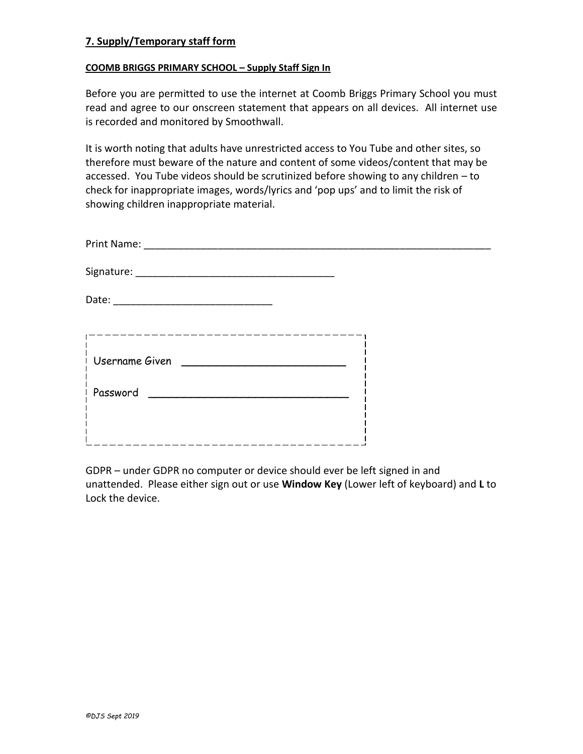## 7. Supply/Temporary staff form

**COOMB BRIGGS PRIMARY SCHOOL – Supply Staff Sign In**

Before you are permitted to use the internet at Coomb Briggs Primary School you must read and agree to our onscreen statement that appears on all devices. All internet use is recorded and monitored by Smoothwall.

It is worth noting that adults have unrestricted access to You Tube and other sites, so therefore must beware of the nature and content of some videos/content that may be accessed. You Tube videos should be scrutinized before showing to any children – to check for inappropriate images, words/lyrics and 'pop ups' and to limit the risk of showing children inappropriate material.

Print Name: ______________________________________________________________

Signature: ___________________________________

Date: ____________________________

Username Given ___________________________

Password ________________________________

GDPR – under GDPR no computer or device should ever be left signed in and unattended. Please either sign out or use **Window Key** (Lower left of keyboard) and **L** to Lock the device.

*©DJS Sept 2019*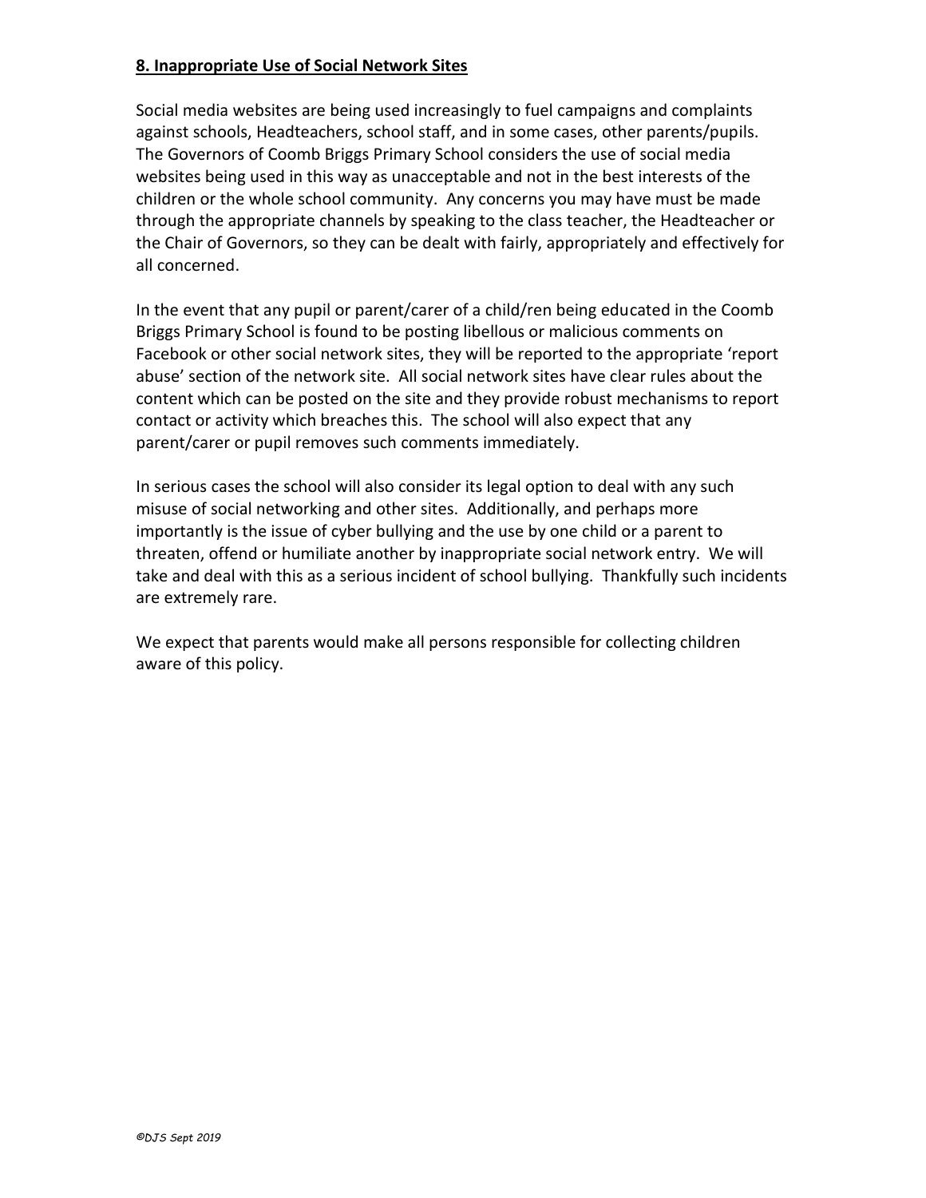## **8. Inappropriate Use of Social Network Sites**

Social media websites are being used increasingly to fuel campaigns and complaints against schools, Headteachers, school staff, and in some cases, other parents/pupils. The Governors of Coomb Briggs Primary School considers the use of social media websites being used in this way as unacceptable and not in the best interests of the children or the whole school community. Any concerns you may have must be made through the appropriate channels by speaking to the class teacher, the Headteacher or the Chair of Governors, so they can be dealt with fairly, appropriately and effectively for all concerned.

In the event that any pupil or parent/carer of a child/ren being educated in the Coomb Briggs Primary School is found to be posting libellous or malicious comments on Facebook or other social network sites, they will be reported to the appropriate 'report abuse' section of the network site. All social network sites have clear rules about the content which can be posted on the site and they provide robust mechanisms to report contact or activity which breaches this. The school will also expect that any parent/carer or pupil removes such comments immediately.

In serious cases the school will also consider its legal option to deal with any such misuse of social networking and other sites. Additionally, and perhaps more importantly is the issue of cyber bullying and the use by one child or a parent to threaten, offend or humiliate another by inappropriate social network entry. We will take and deal with this as a serious incident of school bullying. Thankfully such incidents are extremely rare.

We expect that parents would make all persons responsible for collecting children aware of this policy.